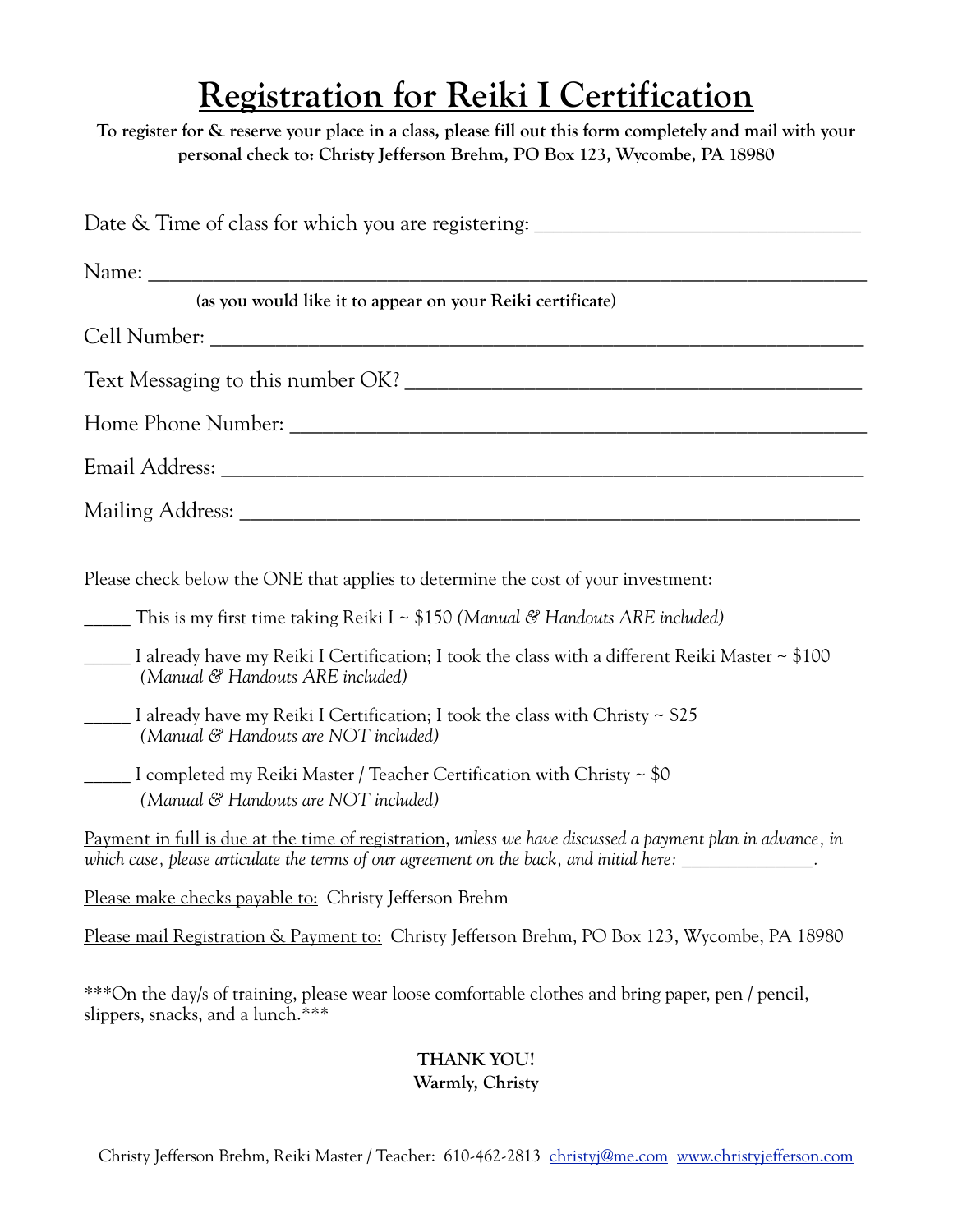# Registration for Reiki I Certification

**To register for & reserve your place in a class, please fill out this form completely and mail with your personal check to: Christy Jefferson Brehm, PO Box 123, Wycombe, PA 18980**

Date & Time of class for which you are registering: ________________________________

Name: ______________________________________________________________________

**(as you would like it to appear on your Reiki certificate)**

Cell Number: _________________________________________________________________

Text Messaging to this number OK? ____________________________________________

Home Phone Number: __________________________________________________________

Email Address: _______________________________________________________________

Mailing Address: _____________________________________________________________

<u>Please check below the ONE that applies to determine the cost of your investment:</u>

_____ This is my first time taking Reiki I ~ $150 *(Manual & Handouts ARE included)*

_____ I already have my Reiki I Certification; I took the class with a different Reiki Master ~ $100 *(Manual & Handouts ARE included)*

_____ I already have my Reiki I Certification; I took the class with Christy ~ $25 *(Manual & Handouts are NOT included)*

_____ I completed my Reiki Master / Teacher Certification with Christy ~ $0 *(Manual & Handouts are NOT included)*

<u>Payment in full is due at the time of registration</u>, *unless we have discussed a payment plan in advance, in which case, please articulate the terms of our agreement on the back, and initial here:* ______________.

<u>Please make checks payable to:</u> Christy Jefferson Brehm

<u>Please mail Registration & Payment to:</u> Christy Jefferson Brehm, PO Box 123, Wycombe, PA 18980

***On the day/s of training, please wear loose comfortable clothes and bring paper, pen / pencil, slippers, snacks, and a lunch.***

**THANK YOU!**
**Warmly, Christy**

Christy Jefferson Brehm, Reiki Master / Teacher: 610-462-2813 christyj@me.com www.christyjefferson.com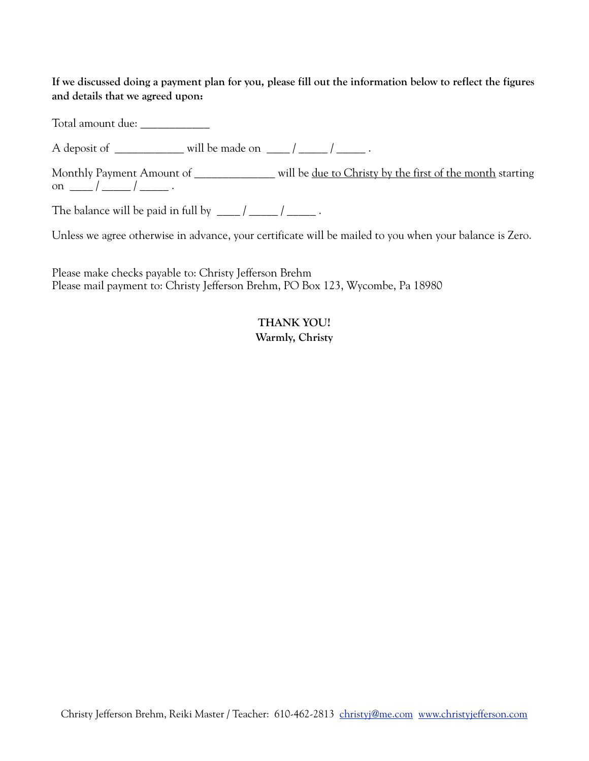**If we discussed doing a payment plan for you, please fill out the information below to reflect the figures and details that we agreed upon:**

Total amount due: ____________

A deposit of ____________ will be made on ____ / _____ / _____ .

Monthly Payment Amount of ______________ will be due to Christy by the first of the month starting on ____ / _____ / _____ .

The balance will be paid in full by ____ / _____ / _____ .

Unless we agree otherwise in advance, your certificate will be mailed to you when your balance is Zero.

Please make checks payable to: Christy Jefferson Brehm
Please mail payment to: Christy Jefferson Brehm, PO Box 123, Wycombe, Pa 18980

**THANK YOU!**
**Warmly, Christy**

Christy Jefferson Brehm, Reiki Master / Teacher: 610-462-2813 christyj@me.com www.christyjefferson.com